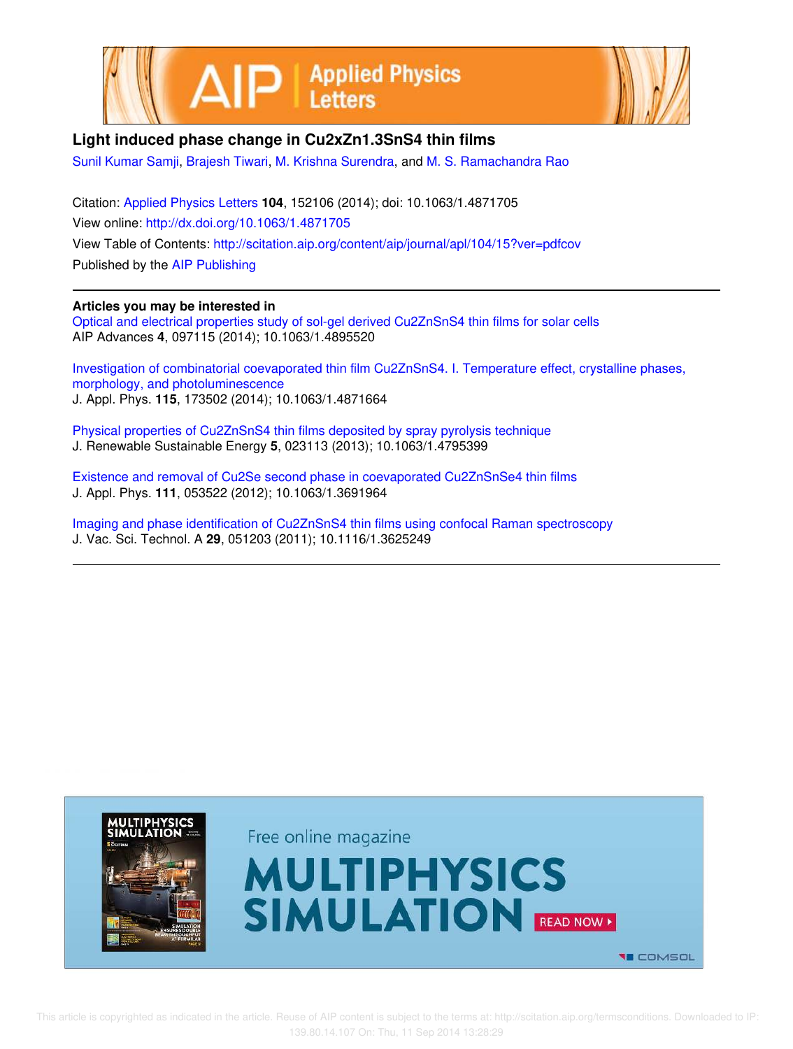# Light induced phase change in $Cu_{2x}Zn_{1.3}SnS_4$ thin films

Sunil Kumar Samji, Brajesh Tiwari, M. Krishna Surendra, and M. S. Ramachandra Rao

Citation: Applied Physics Letters **104**, 152106 (2014); doi: 10.1063/1.4871705

View online: http://dx.doi.org/10.1063/1.4871705

View Table of Contents: http://scitation.aip.org/content/aip/journal/apl/104/15?ver=pdfcov

Published by the AIP Publishing

**Articles you may be interested in**

Optical and electrical properties study of sol-gel derived $Cu_2ZnSnS_4$ thin films for solar cells
AIP Advances **4**, 097115 (2014); 10.1063/1.4895520

Investigation of combinatorial coevaporated thin film $Cu_2ZnSnS_4$. I. Temperature effect, crystalline phases, morphology, and photoluminescence
J. Appl. Phys. **115**, 173502 (2014); 10.1063/1.4871664

Physical properties of $Cu_2ZnSnS_4$ thin films deposited by spray pyrolysis technique
J. Renewable Sustainable Energy **5**, 023113 (2013); 10.1063/1.4795399

Existence and removal of $Cu_2Se$ second phase in coevaporated $Cu_2ZnSnSe_4$ thin films
J. Appl. Phys. **111**, 053522 (2012); 10.1063/1.3691964

Imaging and phase identification of $Cu_2ZnSnS_4$ thin films using confocal Raman spectroscopy
J. Vac. Sci. Technol. A **29**, 051203 (2011); 10.1116/1.3625249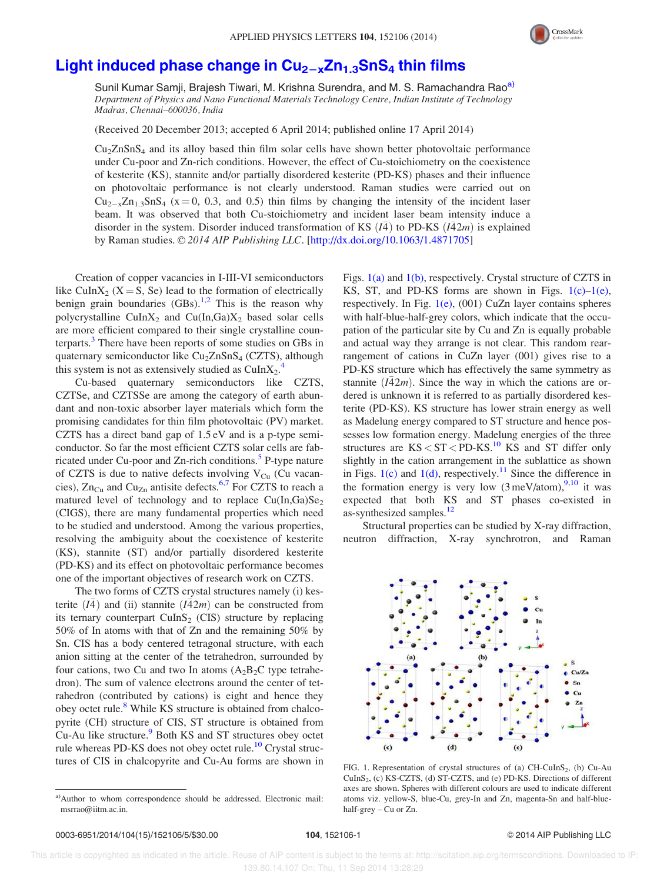# Light induced phase change in $Cu_{2-x}Zn_{1.3}SnS_4$ thin films

Sunil Kumar Samji, Brajesh Tiwari, M. Krishna Surendra, and M. S. Ramachandra Rao[a]

*Department of Physics and Nano Functional Materials Technology Centre, Indian Institute of Technology Madras, Chennai–600036, India*

(Received 20 December 2013; accepted 6 April 2014; published online 17 April 2014)

$Cu_2ZnSnS_4$ and its alloy based thin film solar cells have shown better photovoltaic performance under Cu-poor and Zn-rich conditions. However, the effect of Cu-stoichiometry on the coexistence of kesterite (KS), stannite and/or partially disordered kesterite (PD-KS) phases and their influence on photovoltaic performance is not clearly understood. Raman studies were carried out on $Cu_{2-x}Zn_{1.3}SnS_4$ (x = 0, 0.3, and 0.5) thin films by changing the intensity of the incident laser beam. It was observed that both Cu-stoichiometry and incident laser beam intensity induce a disorder in the system. Disorder induced transformation of KS ($I\bar{4}$) to PD-KS ($I\bar{4}2m$) is explained by Raman studies. © *2014 AIP Publishing LLC*. [http://dx.doi.org/10.1063/1.4871705]

Creation of copper vacancies in I-III-VI semiconductors like $CuInX_2$ (X = S, Se) lead to the formation of electrically benign grain boundaries (GBs).[1,2] This is the reason why polycrystalline $CuInX_2$ and $Cu(In,Ga)X_2$ based solar cells are more efficient compared to their single crystalline counterparts.[3] There have been reports of some studies on GBs in quaternary semiconductor like $Cu_2ZnSnS_4$ (CZTS), although this system is not as extensively studied as $CuInX_2$.[4]

Cu-based quaternary semiconductors like CZTS, CZTSe, and CZTSSe are among the category of earth abundant and non-toxic absorber layer materials which form the promising candidates for thin film photovoltaic (PV) market. CZTS has a direct band gap of 1.5 eV and is a p-type semiconductor. So far the most efficient CZTS solar cells are fabricated under Cu-poor and Zn-rich conditions.[5] P-type nature of CZTS is due to native defects involving $V_{Cu}$ (Cu vacancies), $Zn_{Cu}$ and $Cu_{Zn}$ antisite defects.[6,7] For CZTS to reach a matured level of technology and to replace $Cu(In,Ga)Se_2$ (CIGS), there are many fundamental properties which need to be studied and understood. Among the various properties, resolving the ambiguity about the coexistence of kesterite (KS), stannite (ST) and/or partially disordered kesterite (PD-KS) and its effect on photovoltaic performance becomes one of the important objectives of research work on CZTS.

The two forms of CZTS crystal structures namely (i) kesterite ($I\bar{4}$) and (ii) stannite ($I\bar{4}2m$) can be constructed from its ternary counterpart $CuInS_2$ (CIS) structure by replacing 50% of In atoms with that of Zn and the remaining 50% by Sn. CIS has a body centered tetragonal structure, with each anion sitting at the center of the tetrahedron, surrounded by four cations, two Cu and two In atoms ($A_2B_2C$ type tetrahedron). The sum of valence electrons around the center of tetrahedron (contributed by cations) is eight and hence they obey octet rule.[8] While KS structure is obtained from chalcopyrite (CH) structure of CIS, ST structure is obtained from Cu-Au like structure.[9] Both KS and ST structures obey octet rule whereas PD-KS does not obey octet rule.[10] Crystal structures of CIS in chalcopyrite and Cu-Au forms are shown in Figs. 1(a) and 1(b), respectively. Crystal structure of CZTS in KS, ST, and PD-KS forms are shown in Figs. 1(c)–1(e), respectively. In Fig. 1(e), (001) CuZn layer contains spheres with half-blue-half-grey colors, which indicate that the occupation of the particular site by Cu and Zn is equally probable and actual way they arrange is not clear. This random rearrangement of cations in CuZn layer (001) gives rise to a PD-KS structure which has effectively the same symmetry as stannite ($I\bar{4}2m$). Since the way in which the cations are ordered is unknown it is referred to as partially disordered kesterite (PD-KS). KS structure has lower strain energy as well as Madelung energy compared to ST structure and hence possesses low formation energy. Madelung energies of the three structures are KS < ST < PD-KS.[10] KS and ST differ only slightly in the cation arrangement in the sublattice as shown in Figs. 1(c) and 1(d), respectively.[11] Since the difference in the formation energy is very low (3 meV/atom),[9,10] it was expected that both KS and ST phases co-existed in as-synthesized samples.[12]

Structural properties can be studied by X-ray diffraction, neutron diffraction, X-ray synchrotron, and Raman

FIG. 1. Representation of crystal structures of (a) CH-$CuInS_2$, (b) Cu-Au $CuInS_2$, (c) KS-CZTS, (d) ST-CZTS, and (e) PD-KS. Directions of different axes are shown. Spheres with different colours are used to indicate different atoms viz. yellow-S, blue-Cu, grey-In and Zn, magenta-Sn and half-blue-half-grey – Cu or Zn.

[a]Author to whom correspondence should be addressed. Electronic mail: msrrao@iitm.ac.in.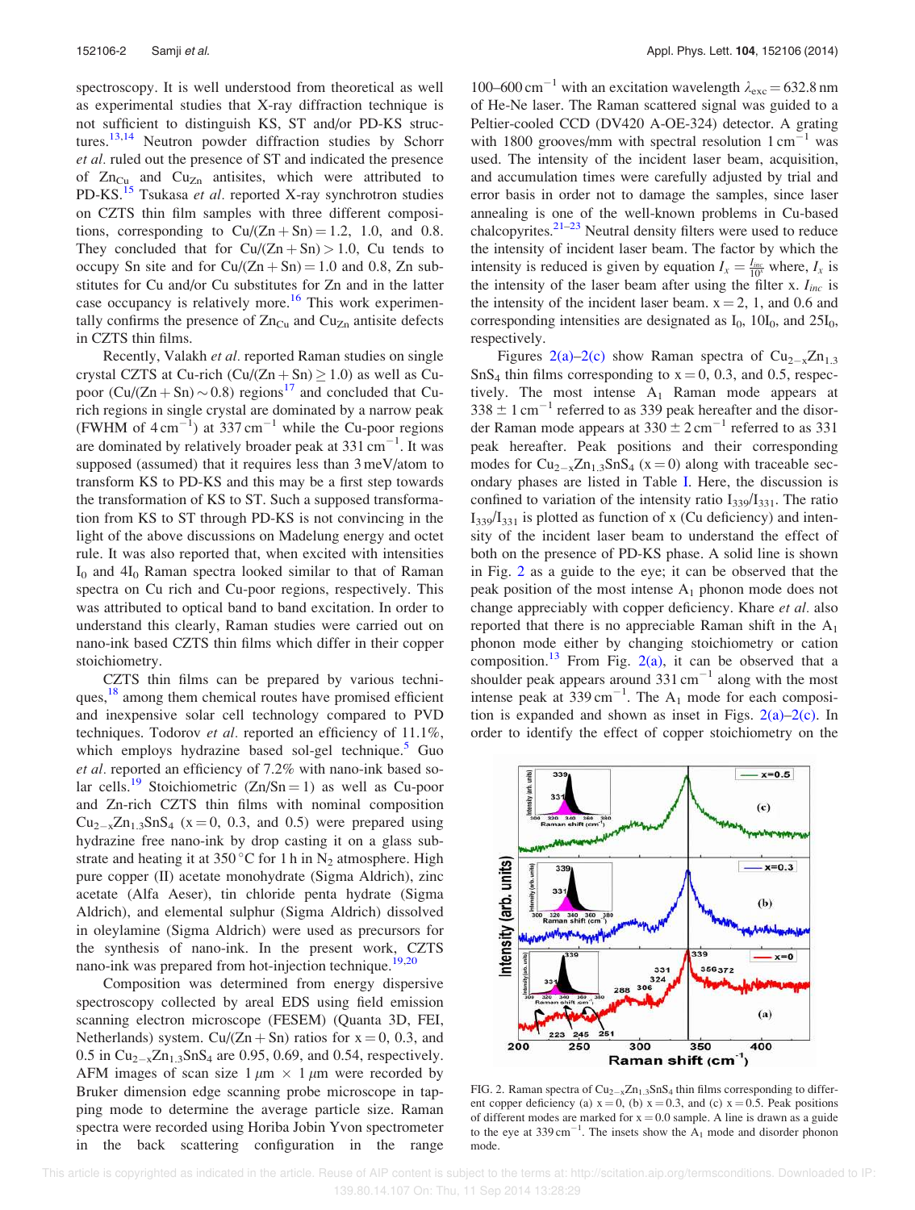spectroscopy. It is well understood from theoretical as well as experimental studies that X-ray diffraction technique is not sufficient to distinguish KS, ST and/or PD-KS structures.[13,14] Neutron powder diffraction studies by Schorr *et al.* ruled out the presence of ST and indicated the presence of $Zn_{Cu}$ and $Cu_{Zn}$ antisites, which were attributed to PD-KS.[15] Tsukasa *et al.* reported X-ray synchrotron studies on CZTS thin film samples with three different compositions, corresponding to $Cu/(Zn+Sn) = 1.2$, 1.0, and 0.8. They concluded that for $Cu/(Zn+Sn) > 1.0$, Cu tends to occupy Sn site and for $Cu/(Zn+Sn) = 1.0$ and 0.8, Zn substitutes for Cu and/or Cu substitutes for Zn and in the latter case occupancy is relatively more.[16] This work experimentally confirms the presence of $Zn_{Cu}$ and $Cu_{Zn}$ antisite defects in CZTS thin films.

Recently, Valakh *et al.* reported Raman studies on single crystal CZTS at Cu-rich ($Cu/(Zn+Sn) \geq 1.0$) as well as Cu-poor ($Cu/(Zn+Sn) \sim 0.8$) regions[17] and concluded that Cu-rich regions in single crystal are dominated by a narrow peak (FWHM of 4 $cm^{-1}$) at 337 $cm^{-1}$ while the Cu-poor regions are dominated by relatively broader peak at 331 $cm^{-1}$. It was supposed (assumed) that it requires less than 3 meV/atom to transform KS to PD-KS and this may be a first step towards the transformation of KS to ST. Such a supposed transformation from KS to ST through PD-KS is not convincing in the light of the above discussions on Madelung energy and octet rule. It was also reported that, when excited with intensities $I_0$ and $4I_0$ Raman spectra looked similar to that of Raman spectra on Cu rich and Cu-poor regions, respectively. This was attributed to optical band to band excitation. In order to understand this clearly, Raman studies were carried out on nano-ink based CZTS thin films which differ in their copper stoichiometry.

CZTS thin films can be prepared by various techniques,[18] among them chemical routes have promised efficient and inexpensive solar cell technology compared to PVD techniques. Todorov *et al.* reported an efficiency of 11.1%, which employs hydrazine based sol-gel technique.[5] Guo *et al.* reported an efficiency of 7.2% with nano-ink based solar cells.[19] Stoichiometric ($Zn/Sn = 1$) as well as Cu-poor and Zn-rich CZTS thin films with nominal composition $Cu_{2-x}Zn_{1.3}SnS_4$ ($x = 0$, 0.3, and 0.5) were prepared using hydrazine free nano-ink by drop casting it on a glass substrate and heating it at 350 °C for 1 h in $N_2$ atmosphere. High pure copper (II) acetate monohydrate (Sigma Aldrich), zinc acetate (Alfa Aeser), tin chloride penta hydrate (Sigma Aldrich), and elemental sulphur (Sigma Aldrich) dissolved in oleylamine (Sigma Aldrich) were used as precursors for the synthesis of nano-ink. In the present work, CZTS nano-ink was prepared from hot-injection technique.[19,20]

Composition was determined from energy dispersive spectroscopy collected by areal EDS using field emission scanning electron microscope (FESEM) (Quanta 3D, FEI, Netherlands) system. $Cu/(Zn+Sn)$ ratios for $x = 0$, 0.3, and 0.5 in $Cu_{2-x}Zn_{1.3}SnS_4$ are 0.95, 0.69, and 0.54, respectively. AFM images of scan size 1 $\mu m$ × 1 $\mu m$ were recorded by Bruker dimension edge scanning probe microscope in tapping mode to determine the average particle size. Raman spectra were recorded using Horiba Jobin Yvon spectrometer in the back scattering configuration in the range 100–600 $cm^{-1}$ with an excitation wavelength $\lambda_{exc} = 632.8$ nm of He-Ne laser. The Raman scattered signal was guided to a Peltier-cooled CCD (DV420 A-OE-324) detector. A grating with 1800 grooves/mm with spectral resolution 1 $cm^{-1}$ was used. The intensity of the incident laser beam, acquisition, and accumulation times were carefully adjusted by trial and error basis in order not to damage the samples, since laser annealing is one of the well-known problems in Cu-based chalcopyrites.[21–23] Neutral density filters were used to reduce the intensity of incident laser beam. The factor by which the intensity is reduced is given by equation $I_x = \frac{I_{inc}}{10^x}$ where, $I_x$ is the intensity of the laser beam after using the filter x. $I_{inc}$ is the intensity of the incident laser beam. $x = 2$, 1, and 0.6 and corresponding intensities are designated as $I_0$, $10I_0$, and $25I_0$, respectively.

Figures 2(a)–2(c) show Raman spectra of $Cu_{2-x}Zn_{1.3}SnS_4$ thin films corresponding to $x = 0$, 0.3, and 0.5, respectively. The most intense $A_1$ Raman mode appears at $338 \pm 1$ $cm^{-1}$ referred to as 339 peak hereafter and the disorder Raman mode appears at $330 \pm 2$ $cm^{-1}$ referred to as 331 peak hereafter. Peak positions and their corresponding modes for $Cu_{2-x}Zn_{1.3}SnS_4$ ($x = 0$) along with traceable secondary phases are listed in Table I. Here, the discussion is confined to variation of the intensity ratio $I_{339}/I_{331}$. The ratio $I_{339}/I_{331}$ is plotted as function of x (Cu deficiency) and intensity of the incident laser beam to understand the effect of both on the presence of PD-KS phase. A solid line is shown in Fig. 2 as a guide to the eye; it can be observed that the peak position of the most intense $A_1$ phonon mode does not change appreciably with copper deficiency. Khare *et al.* also reported that there is no appreciable Raman shift in the $A_1$ phonon mode either by changing stoichiometry or cation composition.[13] From Fig. 2(a), it can be observed that a shoulder peak appears around 331 $cm^{-1}$ along with the most intense peak at 339 $cm^{-1}$. The $A_1$ mode for each composition is expanded and shown as inset in Figs. 2(a)–2(c). In order to identify the effect of copper stoichiometry on the

FIG. 2. Raman spectra of $Cu_{2-x}Zn_{1.3}SnS_4$ thin films corresponding to different copper deficiency (a) $x = 0$, (b) $x = 0.3$, and (c) $x = 0.5$. Peak positions of different modes are marked for $x = 0.0$ sample. A line is drawn as a guide to the eye at 339 $cm^{-1}$. The insets show the $A_1$ mode and disorder phonon mode.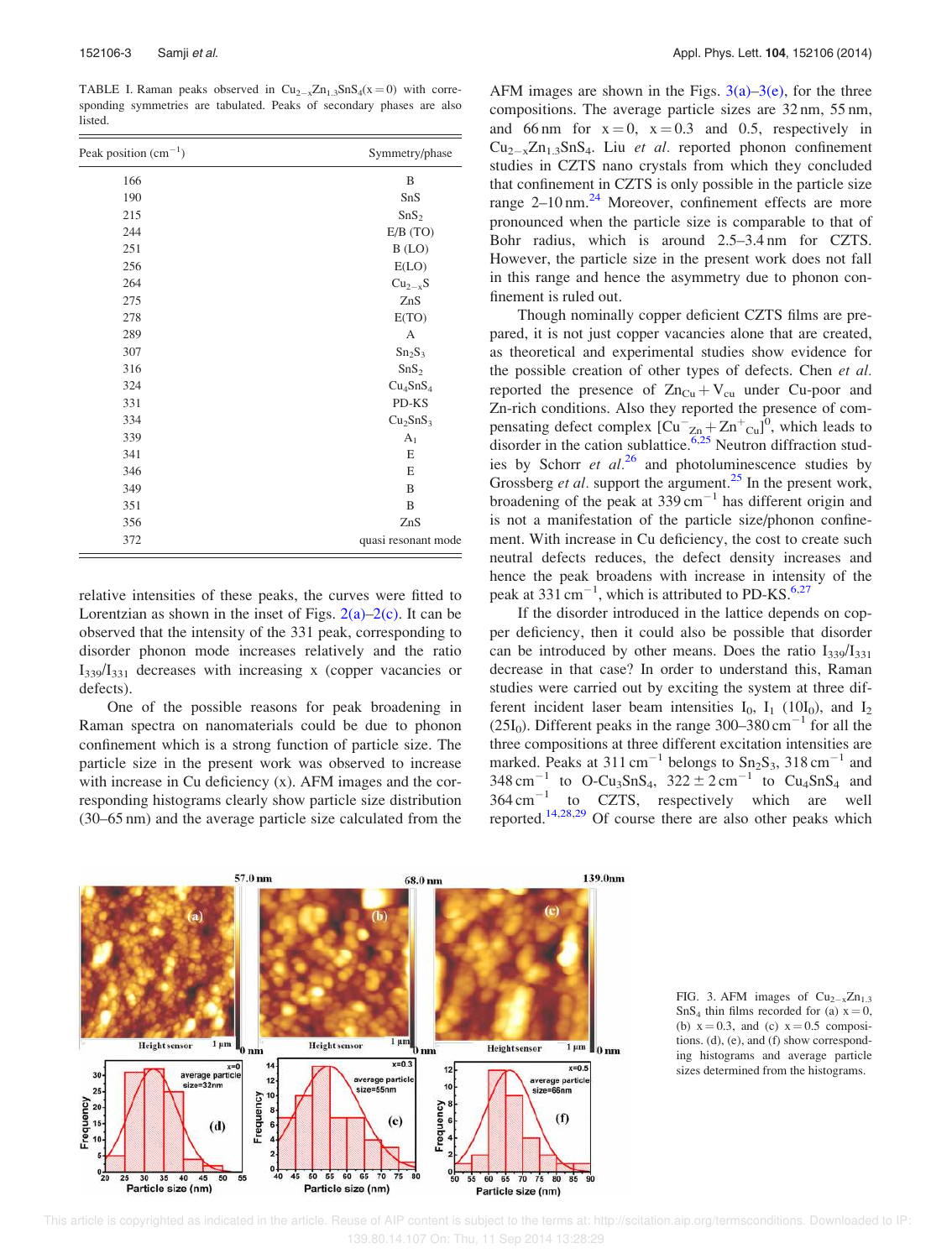TABLE I. Raman peaks observed in $Cu_{2-x}Zn_{1.3}SnS_4(x=0)$ with corresponding symmetries are tabulated. Peaks of secondary phases are also listed.

| Peak position ($cm^{-1}$) | Symmetry/phase |
|---|---|
| 166 | B |
| 190 | SnS |
| 215 | $SnS_2$ |
| 244 | E/B (TO) |
| 251 | B (LO) |
| 256 | E(LO) |
| 264 | $Cu_{2-x}S$ |
| 275 | ZnS |
| 278 | E(TO) |
| 289 | A |
| 307 | $Sn_2S_3$ |
| 316 | $SnS_2$ |
| 324 | $Cu_4SnS_4$ |
| 331 | PD-KS |
| 334 | $Cu_2SnS_3$ |
| 339 | $A_1$ |
| 341 | E |
| 346 | E |
| 349 | B |
| 351 | B |
| 356 | ZnS |
| 372 | quasi resonant mode |

relative intensities of these peaks, the curves were fitted to Lorentzian as shown in the inset of Figs. 2(a)–2(c). It can be observed that the intensity of the 331 peak, corresponding to disorder phonon mode increases relatively and the ratio $I_{339}/I_{331}$ decreases with increasing x (copper vacancies or defects).

One of the possible reasons for peak broadening in Raman spectra on nanomaterials could be due to phonon confinement which is a strong function of particle size. The particle size in the present work was observed to increase with increase in Cu deficiency (x). AFM images and the corresponding histograms clearly show particle size distribution (30–65 nm) and the average particle size calculated from the AFM images are shown in the Figs. 3(a)–3(e), for the three compositions. The average particle sizes are 32 nm, 55 nm, and 66 nm for x = 0, x = 0.3 and 0.5, respectively in $Cu_{2-x}Zn_{1.3}SnS_4$. Liu *et al.* reported phonon confinement studies in CZTS nano crystals from which they concluded that confinement in CZTS is only possible in the particle size range 2–10 nm.[24] Moreover, confinement effects are more pronounced when the particle size is comparable to that of Bohr radius, which is around 2.5–3.4 nm for CZTS. However, the particle size in the present work does not fall in this range and hence the asymmetry due to phonon confinement is ruled out.

Though nominally copper deficient CZTS films are prepared, it is not just copper vacancies alone that are created, as theoretical and experimental studies show evidence for the possible creation of other types of defects. Chen *et al.* reported the presence of $Zn_{Cu} + V_{cu}$ under Cu-poor and Zn-rich conditions. Also they reported the presence of compensating defect complex $[Cu^{-}_{Zn} + Zn^{+}_{Cu}]^0$, which leads to disorder in the cation sublattice.[6,25] Neutron diffraction studies by Schorr *et al.*[26] and photoluminescence studies by Grossberg *et al.* support the argument.[25] In the present work, broadening of the peak at 339 $cm^{-1}$ has different origin and is not a manifestation of the particle size/phonon confinement. With increase in Cu deficiency, the cost to create such neutral defects reduces, the defect density increases and hence the peak broadens with increase in intensity of the peak at 331 $cm^{-1}$, which is attributed to PD-KS.[6,27]

If the disorder introduced in the lattice depends on copper deficiency, then it could also be possible that disorder can be introduced by other means. Does the ratio $I_{339}/I_{331}$ decrease in that case? In order to understand this, Raman studies were carried out by exciting the system at three different incident laser beam intensities $I_0$, $I_1$ ($10I_0$), and $I_2$ ($25I_0$). Different peaks in the range 300–380 $cm^{-1}$ for all the three compositions at three different excitation intensities are marked. Peaks at 311 $cm^{-1}$ belongs to $Sn_2S_3$, 318 $cm^{-1}$ and 348 $cm^{-1}$ to O-$Cu_3SnS_4$, 322 ± 2 $cm^{-1}$ to $Cu_4SnS_4$ and 364 $cm^{-1}$ to CZTS, respectively which are well reported.[14,28,29] Of course there are also other peaks which

FIG. 3. AFM images of $Cu_{2-x}Zn_{1.3}SnS_4$ thin films recorded for (a) x = 0, (b) x = 0.3, and (c) x = 0.5 compositions. (d), (e), and (f) show corresponding histograms and average particle sizes determined from the histograms.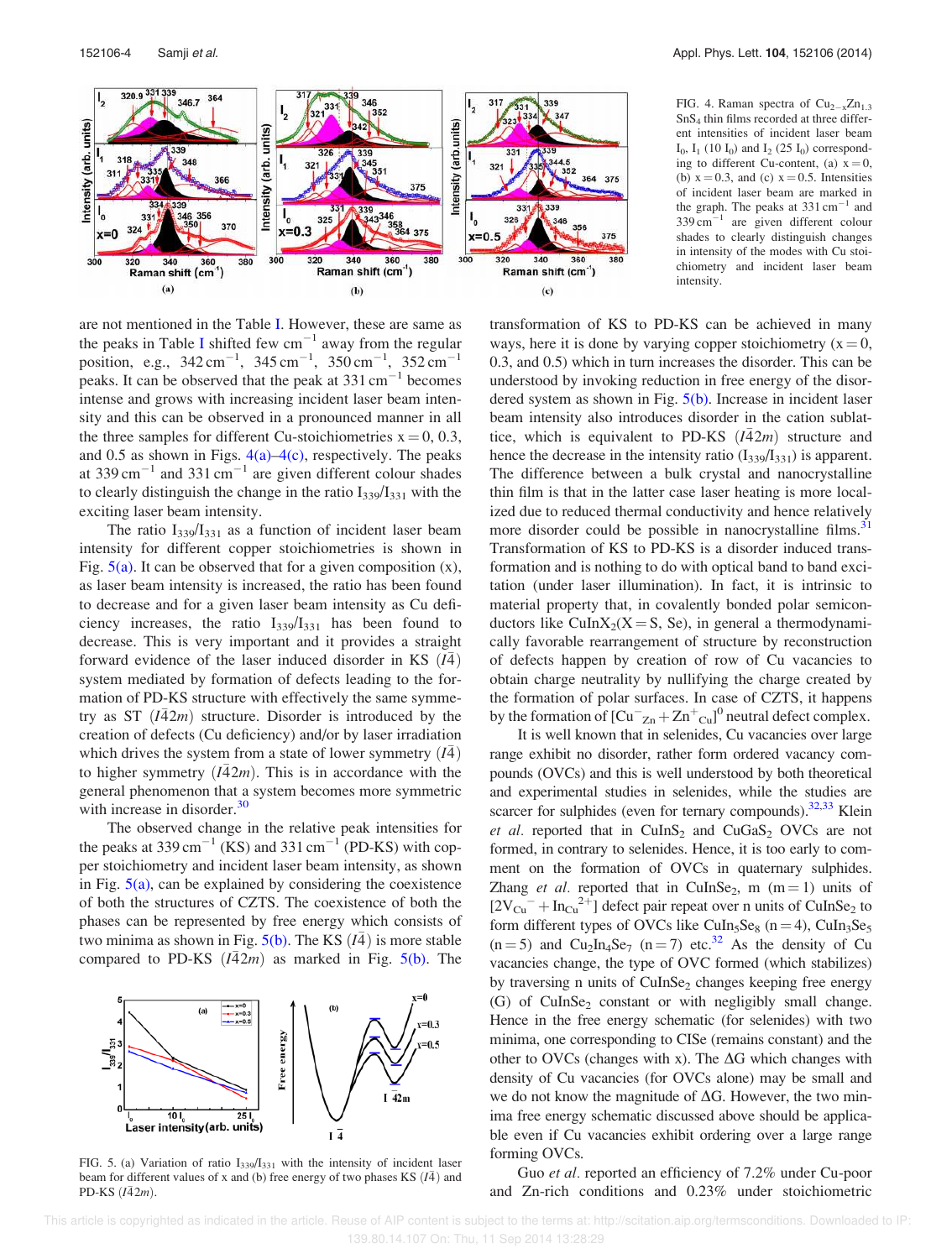FIG. 4. Raman spectra of $Cu_{2-x}Zn_{1.3}SnS_4$ thin films recorded at three different intensities of incident laser beam $I_0$, $I_1$ ($10\ I_0$) and $I_2$ ($25\ I_0$) corresponding to different Cu-content, (a) $x = 0$, (b) $x = 0.3$, and (c) $x = 0.5$. Intensities of incident laser beam are marked in the graph. The peaks at $331\ cm^{-1}$ and $339\ cm^{-1}$ are given different colour shades to clearly distinguish changes in intensity of the modes with Cu stoichiometry and incident laser beam intensity.

are not mentioned in the Table I. However, these are same as the peaks in Table I shifted few $cm^{-1}$ away from the regular position, e.g., $342\ cm^{-1}$, $345\ cm^{-1}$, $350\ cm^{-1}$, $352\ cm^{-1}$ peaks. It can be observed that the peak at $331\ cm^{-1}$ becomes intense and grows with increasing incident laser beam intensity and this can be observed in a pronounced manner in all the three samples for different Cu-stoichiometries $x = 0$, 0.3, and 0.5 as shown in Figs. 4(a)–4(c), respectively. The peaks at $339\ cm^{-1}$ and $331\ cm^{-1}$ are given different colour shades to clearly distinguish the change in the ratio $I_{339}/I_{331}$ with the exciting laser beam intensity.

The ratio $I_{339}/I_{331}$ as a function of incident laser beam intensity for different copper stoichiometries is shown in Fig. 5(a). It can be observed that for a given composition (x), as laser beam intensity is increased, the ratio has been found to decrease and for a given laser beam intensity as Cu deficiency increases, the ratio $I_{339}/I_{331}$ has been found to decrease. This is very important and it provides a straight forward evidence of the laser induced disorder in KS ($I\bar{4}$) system mediated by formation of defects leading to the formation of PD-KS structure with effectively the same symmetry as ST ($I\bar{4}2m$) structure. Disorder is introduced by the creation of defects (Cu deficiency) and/or by laser irradiation which drives the system from a state of lower symmetry ($I\bar{4}$) to higher symmetry ($I\bar{4}2m$). This is in accordance with the general phenomenon that a system becomes more symmetric with increase in disorder.[30]

The observed change in the relative peak intensities for the peaks at $339\ cm^{-1}$ (KS) and $331\ cm^{-1}$ (PD-KS) with copper stoichiometry and incident laser beam intensity, as shown in Fig. 5(a), can be explained by considering the coexistence of both the structures of CZTS. The coexistence of both the phases can be represented by free energy which consists of two minima as shown in Fig. 5(b). The KS ($I\bar{4}$) is more stable compared to PD-KS ($I\bar{4}2m$) as marked in Fig. 5(b). The transformation of KS to PD-KS can be achieved in many ways, here it is done by varying copper stoichiometry ($x = 0$, 0.3, and 0.5) which in turn increases the disorder. This can be understood by invoking reduction in free energy of the disordered system as shown in Fig. 5(b). Increase in incident laser beam intensity also introduces disorder in the cation sublattice, which is equivalent to PD-KS ($I\bar{4}2m$) structure and hence the decrease in the intensity ratio ($I_{339}/I_{331}$) is apparent. The difference between a bulk crystal and nanocrystalline thin film is that in the latter case laser heating is more localized due to reduced thermal conductivity and hence relatively more disorder could be possible in nanocrystalline films.[31] Transformation of KS to PD-KS is a disorder induced transformation and is nothing to do with optical band to band excitation (under laser illumination). In fact, it is intrinsic to material property that, in covalently bonded polar semiconductors like $CuInX_2$(X = S, Se), in general a thermodynamically favorable rearrangement of structure by reconstruction of defects happen by creation of row of Cu vacancies to obtain charge neutrality by nullifying the charge created by the formation of polar surfaces. In case of CZTS, it happens by the formation of $[Cu^{-}_{Zn} + Zn^{+}_{Cu}]^0$ neutral defect complex.

FIG. 5. (a) Variation of ratio $I_{339}/I_{331}$ with the intensity of incident laser beam for different values of x and (b) free energy of two phases KS ($I\bar{4}$) and PD-KS ($I\bar{4}2m$).

It is well known that in selenides, Cu vacancies over large range exhibit no disorder, rather form ordered vacancy compounds (OVCs) and this is well understood by both theoretical and experimental studies in selenides, while the studies are scarcer for sulphides (even for ternary compounds).[32,33] Klein *et al.* reported that in $CuInS_2$ and $CuGaS_2$ OVCs are not formed, in contrary to selenides. Hence, it is too early to comment on the formation of OVCs in quaternary sulphides. Zhang *et al.* reported that in $CuInSe_2$, m (m = 1) units of $[2V_{Cu}^{-} + In_{Cu}^{2+}]$ defect pair repeat over n units of $CuInSe_2$ to form different types of OVCs like $CuIn_5Se_8$ (n = 4), $CuIn_3Se_5$ (n = 5) and $Cu_2In_4Se_7$ (n = 7) etc.[32] As the density of Cu vacancies change, the type of OVC formed (which stabilizes) by traversing n units of $CuInSe_2$ changes keeping free energy (G) of $CuInSe_2$ constant or with negligibly small change. Hence in the free energy schematic (for selenides) with two minima, one corresponding to CISe (remains constant) and the other to OVCs (changes with x). The $\Delta G$ which changes with density of Cu vacancies (for OVCs alone) may be small and we do not know the magnitude of $\Delta G$. However, the two minima free energy schematic discussed above should be applicable even if Cu vacancies exhibit ordering over a large range forming OVCs.

Guo *et al.* reported an efficiency of 7.2% under Cu-poor and Zn-rich conditions and 0.23% under stoichiometric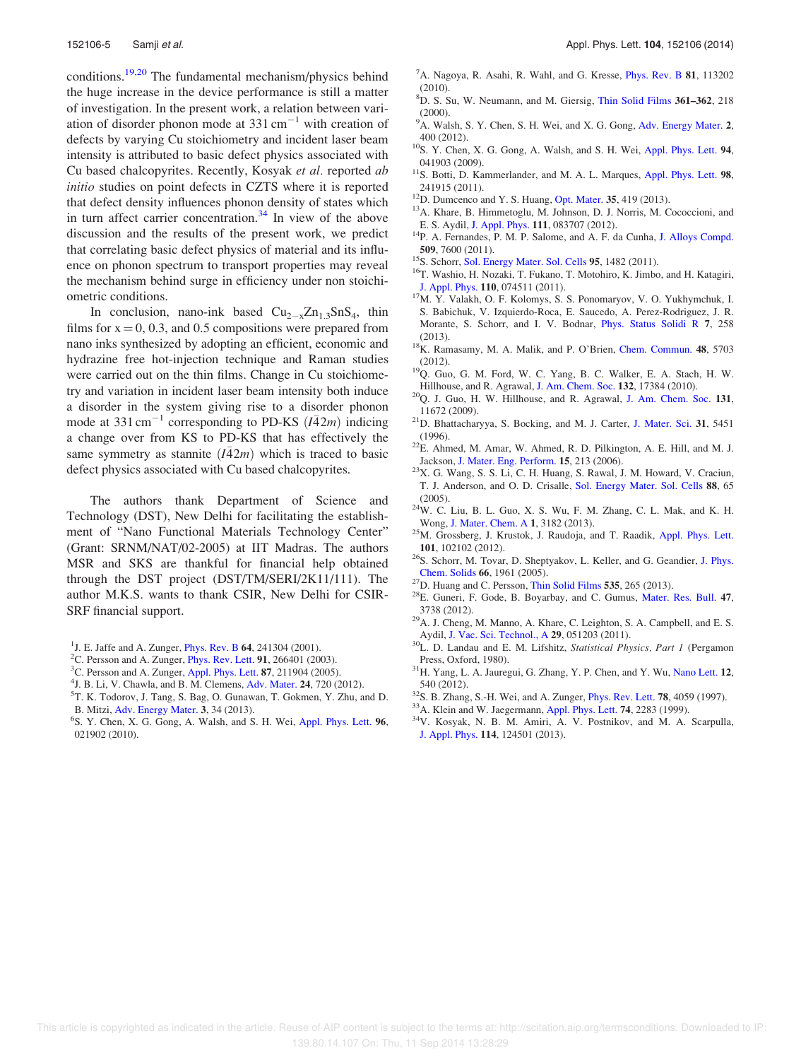conditions.[19,20] The fundamental mechanism/physics behind the huge increase in the device performance is still a matter of investigation. In the present work, a relation between variation of disorder phonon mode at 331 $cm^{-1}$ with creation of defects by varying Cu stoichiometry and incident laser beam intensity is attributed to basic defect physics associated with Cu based chalcopyrites. Recently, Kosyak *et al.* reported *ab initio* studies on point defects in CZTS where it is reported that defect density influences phonon density of states which in turn affect carrier concentration.[34] In view of the above discussion and the results of the present work, we predict that correlating basic defect physics of material and its influence on phonon spectrum to transport properties may reveal the mechanism behind surge in efficiency under non stoichiometric conditions.

In conclusion, nano-ink based $Cu_{2-x}Zn_{1.3}SnS_4$, thin films for x = 0, 0.3, and 0.5 compositions were prepared from nano inks synthesized by adopting an efficient, economic and hydrazine free hot-injection technique and Raman studies were carried out on the thin films. Change in Cu stoichiometry and variation in incident laser beam intensity both induce a disorder in the system giving rise to a disorder phonon mode at 331 $cm^{-1}$ corresponding to PD-KS ($I\bar{4}2m$) indicating a change over from KS to PD-KS that has effectively the same symmetry as stannite ($I\bar{4}2m$) which is traced to basic defect physics associated with Cu based chalcopyrites.

The authors thank Department of Science and Technology (DST), New Delhi for facilitating the establishment of "Nano Functional Materials Technology Center" (Grant: SRNM/NAT/02-2005) at IIT Madras. The authors MSR and SKS are thankful for financial help obtained through the DST project (DST/TM/SERI/2K11/111). The author M.K.S. wants to thank CSIR, New Delhi for CSIR-SRF financial support.

[1] J. E. Jaffe and A. Zunger, Phys. Rev. B **64**, 241304 (2001).
[2] C. Persson and A. Zunger, Phys. Rev. Lett. **91**, 266401 (2003).
[3] C. Persson and A. Zunger, Appl. Phys. Lett. **87**, 211904 (2005).
[4] J. B. Li, V. Chawla, and B. M. Clemens, Adv. Mater. **24**, 720 (2012).
[5] T. K. Todorov, J. Tang, S. Bag, O. Gunawan, T. Gokmen, Y. Zhu, and D. B. Mitzi, Adv. Energy Mater. **3**, 34 (2013).
[6] S. Y. Chen, X. G. Gong, A. Walsh, and S. H. Wei, Appl. Phys. Lett. **96**, 021902 (2010).
[7] A. Nagoya, R. Asahi, R. Wahl, and G. Kresse, Phys. Rev. B **81**, 113202 (2010).
[8] D. S. Su, W. Neumann, and M. Giersig, Thin Solid Films **361–362**, 218 (2000).
[9] A. Walsh, S. Y. Chen, S. H. Wei, and X. G. Gong, Adv. Energy Mater. **2**, 400 (2012).
[10] S. Y. Chen, X. G. Gong, A. Walsh, and S. H. Wei, Appl. Phys. Lett. **94**, 041903 (2009).
[11] S. Botti, D. Kammerlander, and M. A. L. Marques, Appl. Phys. Lett. **98**, 241915 (2011).
[12] D. Dumcenco and Y. S. Huang, Opt. Mater. **35**, 419 (2013).
[13] A. Khare, B. Himmetoglu, M. Johnson, D. J. Norris, M. Cococcioni, and E. S. Aydil, J. Appl. Phys. **111**, 083707 (2012).
[14] P. A. Fernandes, P. M. P. Salome, and A. F. da Cunha, J. Alloys Compd. **509**, 7600 (2011).
[15] S. Schorr, Sol. Energy Mater. Sol. Cells **95**, 1482 (2011).
[16] T. Washio, H. Nozaki, T. Fukano, T. Motohiro, K. Jimbo, and H. Katagiri, J. Appl. Phys. **110**, 074511 (2011).
[17] M. Y. Valakh, O. F. Kolomys, S. S. Ponomaryov, V. O. Yukhymchuk, I. S. Babichuk, V. Izquierdo-Roca, E. Saucedo, A. Perez-Rodriguez, J. R. Morante, S. Schorr, and I. V. Bodnar, Phys. Status Solidi R **7**, 258 (2013).
[18] K. Ramasamy, M. A. Malik, and P. O'Brien, Chem. Commun. **48**, 5703 (2012).
[19] Q. Guo, G. M. Ford, W. C. Yang, B. C. Walker, E. A. Stach, H. W. Hillhouse, and R. Agrawal, J. Am. Chem. Soc. **132**, 17384 (2010).
[20] Q. J. Guo, H. W. Hillhouse, and R. Agrawal, J. Am. Chem. Soc. **131**, 11672 (2009).
[21] D. Bhattacharyya, S. Bocking, and M. J. Carter, J. Mater. Sci. **31**, 5451 (1996).
[22] E. Ahmed, M. Amar, W. Ahmed, R. D. Pilkington, A. E. Hill, and M. J. Jackson, J. Mater. Eng. Perform. **15**, 213 (2006).
[23] X. G. Wang, S. S. Li, C. H. Huang, S. Rawal, J. M. Howard, V. Craciun, T. J. Anderson, and O. D. Crisalle, Sol. Energy Mater. Sol. Cells **88**, 65 (2005).
[24] W. C. Liu, B. L. Guo, X. S. Wu, F. M. Zhang, C. L. Mak, and K. H. Wong, J. Mater. Chem. A **1**, 3182 (2013).
[25] M. Grossberg, J. Krustok, J. Raudoja, and T. Raadik, Appl. Phys. Lett. **101**, 102102 (2012).
[26] S. Schorr, M. Tovar, D. Sheptyakov, L. Keller, and G. Geandier, J. Phys. Chem. Solids **66**, 1961 (2005).
[27] D. Huang and C. Persson, Thin Solid Films **535**, 265 (2013).
[28] E. Guneri, F. Gode, B. Boyarbay, and C. Gumus, Mater. Res. Bull. **47**, 3738 (2012).
[29] A. J. Cheng, M. Manno, A. Khare, C. Leighton, S. A. Campbell, and E. S. Aydil, J. Vac. Sci. Technol., A **29**, 051203 (2011).
[30] L. D. Landau and E. M. Lifshitz, *Statistical Physics, Part 1* (Pergamon Press, Oxford, 1980).
[31] H. Yang, L. A. Jauregui, G. Zhang, Y. P. Chen, and Y. Wu, Nano Lett. **12**, 540 (2012).
[32] S. B. Zhang, S.-H. Wei, and A. Zunger, Phys. Rev. Lett. **78**, 4059 (1997).
[33] A. Klein and W. Jaegermann, Appl. Phys. Lett. **74**, 2283 (1999).
[34] V. Kosyak, N. B. M. Amiri, A. V. Postnikov, and M. A. Scarpulla, J. Appl. Phys. **114**, 124501 (2013).